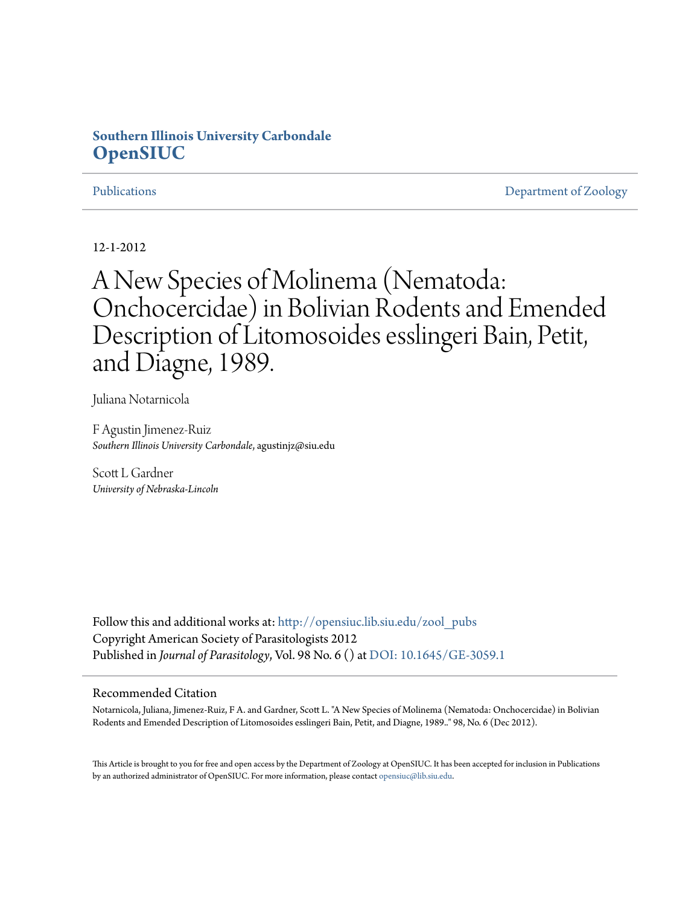**Southern Illinois University Carbondale**
**OpenSIUC**

Publications | Department of Zoology

12-1-2012

# A New Species of Molinema (Nematoda: Onchocercidae) in Bolivian Rodents and Emended Description of Litomosoides esslingeri Bain, Petit, and Diagne, 1989.

Juliana Notarnicola

F Agustin Jimenez-Ruiz
*Southern Illinois University Carbondale*, agustinjz@siu.edu

Scott L Gardner
*University of Nebraska-Lincoln*

Follow this and additional works at: http://opensiuc.lib.siu.edu/zool_pubs
Copyright American Society of Parasitologists 2012
Published in *Journal of Parasitology*, Vol. 98 No. 6 () at DOI: 10.1645/GE-3059.1

## Recommended Citation

Notarnicola, Juliana, Jimenez-Ruiz, F A. and Gardner, Scott L. "A New Species of Molinema (Nematoda: Onchocercidae) in Bolivian Rodents and Emended Description of Litomosoides esslingeri Bain, Petit, and Diagne, 1989.." 98, No. 6 (Dec 2012).

This Article is brought to you for free and open access by the Department of Zoology at OpenSIUC. It has been accepted for inclusion in Publications by an authorized administrator of OpenSIUC. For more information, please contact opensiuc@lib.siu.edu.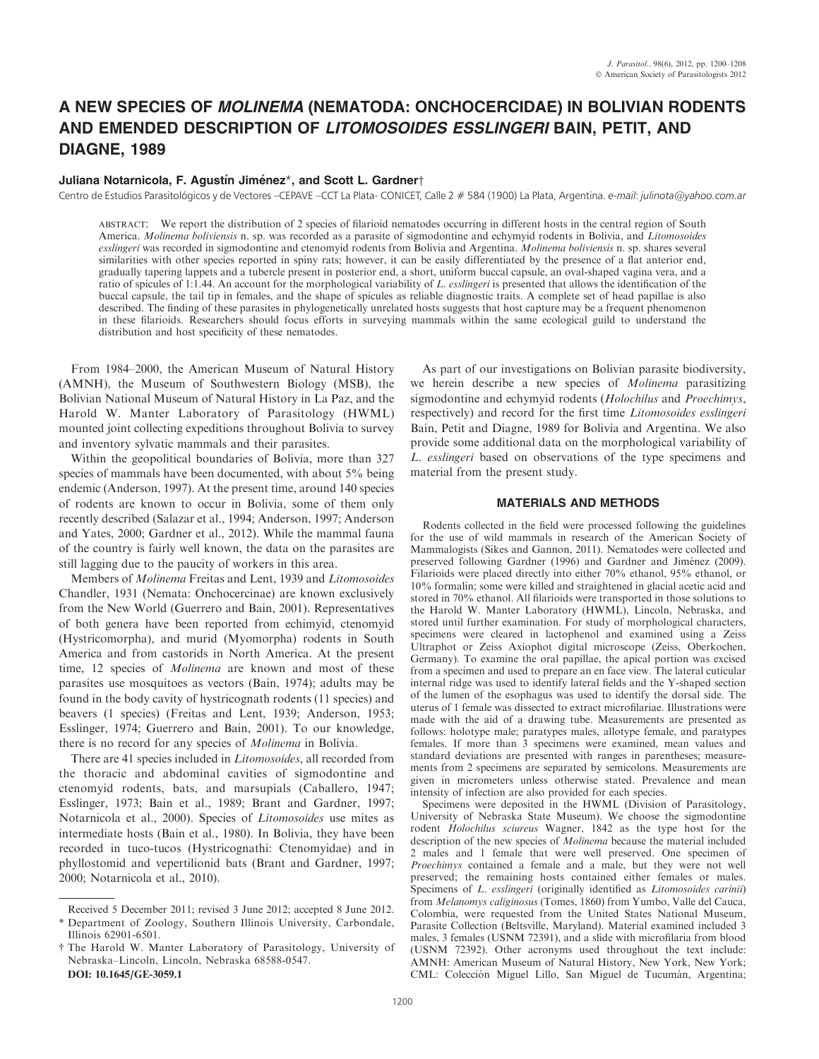# A NEW SPECIES OF *MOLINEMA* (NEMATODA: ONCHOCERCIDAE) IN BOLIVIAN RODENTS AND EMENDED DESCRIPTION OF *LITOMOSOIDES ESSLINGERI* BAIN, PETIT, AND DIAGNE, 1989

**Juliana Notarnicola, F. Agustín Jiménez\*, and Scott L. Gardner†**

Centro de Estudios Parasitológicos y de Vectores –CEPAVE –CCT La Plata- CONICET, Calle 2 # 584 (1900) La Plata, Argentina. *e-mail: julinota@yahoo.com.ar*

ABSTRACT: We report the distribution of 2 species of filarioid nematodes occurring in different hosts in the central region of South America. *Molinema boliviensis* n. sp. was recorded as a parasite of sigmodontine and echymyid rodents in Bolivia, and *Litomosoides esslingeri* was recorded in sigmodontine and ctenomyid rodents from Bolivia and Argentina. *Molinema boliviensis* n. sp. shares several similarities with other species reported in spiny rats; however, it can be easily differentiated by the presence of a flat anterior end, gradually tapering lappets and a tubercle present in posterior end, a short, uniform buccal capsule, an oval-shaped vagina vera, and a ratio of spicules of 1:1.44. An account for the morphological variability of *L. esslingeri* is presented that allows the identification of the buccal capsule, the tail tip in females, and the shape of spicules as reliable diagnostic traits. A complete set of head papillae is also described. The finding of these parasites in phylogenetically unrelated hosts suggests that host capture may be a frequent phenomenon in these filarioids. Researchers should focus efforts in surveying mammals within the same ecological guild to understand the distribution and host specificity of these nematodes.

From 1984–2000, the American Museum of Natural History (AMNH), the Museum of Southwestern Biology (MSB), the Bolivian National Museum of Natural History in La Paz, and the Harold W. Manter Laboratory of Parasitology (HWML) mounted joint collecting expeditions throughout Bolivia to survey and inventory sylvatic mammals and their parasites.

Within the geopolitical boundaries of Bolivia, more than 327 species of mammals have been documented, with about 5% being endemic (Anderson, 1997). At the present time, around 140 species of rodents are known to occur in Bolivia, some of them only recently described (Salazar et al., 1994; Anderson, 1997; Anderson and Yates, 2000; Gardner et al., 2012). While the mammal fauna of the country is fairly well known, the data on the parasites are still lagging due to the paucity of workers in this area.

Members of *Molinema* Freitas and Lent, 1939 and *Litomosoides* Chandler, 1931 (Nemata: Onchocercinae) are known exclusively from the New World (Guerrero and Bain, 2001). Representatives of both genera have been reported from echimyid, ctenomyid (Hystricomorpha), and murid (Myomorpha) rodents in South America and from castorids in North America. At the present time, 12 species of *Molinema* are known and most of these parasites use mosquitoes as vectors (Bain, 1974); adults may be found in the body cavity of hystricognath rodents (11 species) and beavers (1 species) (Freitas and Lent, 1939; Anderson, 1953; Esslinger, 1974; Guerrero and Bain, 2001). To our knowledge, there is no record for any species of *Molinema* in Bolivia.

There are 41 species included in *Litomosoides*, all recorded from the thoracic and abdominal cavities of sigmodontine and ctenomyid rodents, bats, and marsupials (Caballero, 1947; Esslinger, 1973; Bain et al., 1989; Brant and Gardner, 1997; Notarnicola et al., 2000). Species of *Litomosoides* use mites as intermediate hosts (Bain et al., 1980). In Bolivia, they have been recorded in tuco-tucos (Hystricognathi: Ctenomyidae) and in phyllostomid and vepertilionid bats (Brant and Gardner, 1997; 2000; Notarnicola et al., 2010).

Received 5 December 2011; revised 3 June 2012; accepted 8 June 2012.
\* Department of Zoology, Southern Illinois University, Carbondale, Illinois 62901-6501.
† The Harold W. Manter Laboratory of Parasitology, University of Nebraska–Lincoln, Lincoln, Nebraska 68588-0547.
**DOI: 10.1645/GE-3059.1**

As part of our investigations on Bolivian parasite biodiversity, we herein describe a new species of *Molinema* parasitizing sigmodontine and echymyid rodents (*Holochilus* and *Proechimys*, respectively) and record for the first time *Litomosoides esslingeri* Bain, Petit and Diagne, 1989 for Bolivia and Argentina. We also provide some additional data on the morphological variability of *L. esslingeri* based on observations of the type specimens and material from the present study.

## MATERIALS AND METHODS

Rodents collected in the field were processed following the guidelines for the use of wild mammals in research of the American Society of Mammalogists (Sikes and Gannon, 2011). Nematodes were collected and preserved following Gardner (1996) and Gardner and Jiménez (2009). Filarioids were placed directly into either 70% ethanol, 95% ethanol, or 10% formalin; some were killed and straightened in glacial acetic acid and stored in 70% ethanol. All filarioids were transported in those solutions to the Harold W. Manter Laboratory (HWML), Lincoln, Nebraska, and stored until further examination. For study of morphological characters, specimens were cleared in lactophenol and examined using a Zeiss Ultraphot or Zeiss Axiophot digital microscope (Zeiss, Oberkochen, Germany). To examine the oral papillae, the apical portion was excised from a specimen and used to prepare an en face view. The lateral cuticular internal ridge was used to identify lateral fields and the Y-shaped section of the lumen of the esophagus was used to identify the dorsal side. The uterus of 1 female was dissected to extract microfilariae. Illustrations were made with the aid of a drawing tube. Measurements are presented as follows: holotype male; paratypes males, allotype female, and paratypes females. If more than 3 specimens were examined, mean values and standard deviations are presented with ranges in parentheses; measurements from 2 specimens are separated by semicolons. Measurements are given in micrometers unless otherwise stated. Prevalence and mean intensity of infection are also provided for each species.

Specimens were deposited in the HWML (Division of Parasitology, University of Nebraska State Museum). We choose the sigmodontine rodent *Holochilus sciureus* Wagner, 1842 as the type host for the description of the new species of *Molinema* because the material included 2 males and 1 female that were well preserved. One specimen of *Proechimys* contained a female and a male, but they were not well preserved; the remaining hosts contained either females or males. Specimens of *L. esslingeri* (originally identified as *Litomosoides carinii*) from *Melanomys caliginosus* (Tomes, 1860) from Yumbo, Valle del Cauca, Colombia, were requested from the United States National Museum, Parasite Collection (Beltsville, Maryland). Material examined included 3 males, 3 females (USNM 72391), and a slide with microfilaria from blood (USNM 72392). Other acronyms used throughout the text include: AMNH: American Museum of Natural History, New York, New York; CML: Colección Miguel Lillo, San Miguel de Tucumán, Argentina;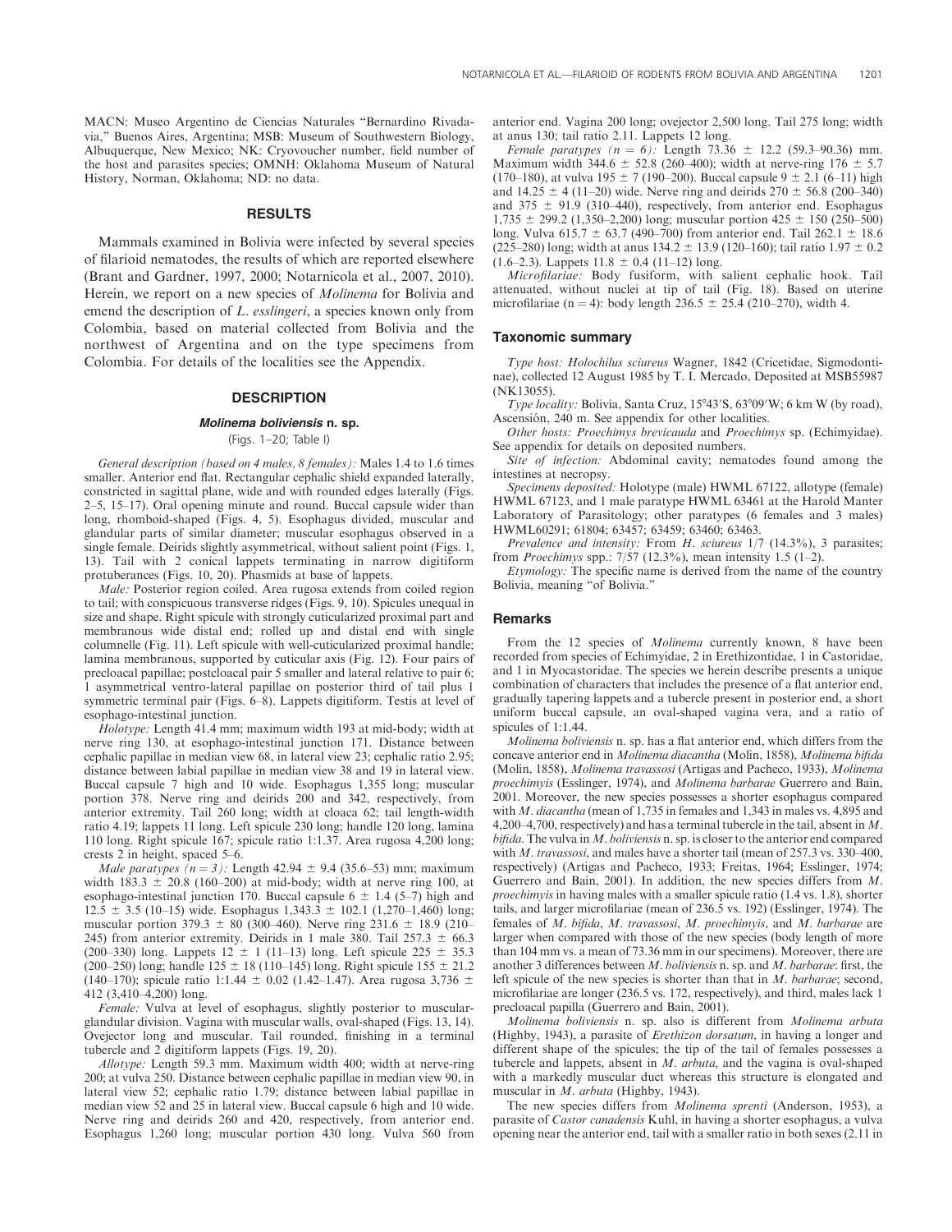MACN: Museo Argentino de Ciencias Naturales "Bernardino Rivadavia," Buenos Aires, Argentina; MSB: Museum of Southwestern Biology, Albuquerque, New Mexico; NK: Cryovoucher number, field number of the host and parasites species; OMNH: Oklahoma Museum of Natural History, Norman, Oklahoma; ND: no data.

## RESULTS

Mammals examined in Bolivia were infected by several species of filarioid nematodes, the results of which are reported elsewhere (Brant and Gardner, 1997, 2000; Notarnicola et al., 2007, 2010). Herein, we report on a new species of *Molinema* for Bolivia and emend the description of *L. esslingeri*, a species known only from Colombia, based on material collected from Bolivia and the northwest of Argentina and on the type specimens from Colombia. For details of the localities see the Appendix.

## DESCRIPTION

### *Molinema boliviensis* n. sp.

(Figs. 1–20; Table I)

*General description (based on 4 males, 8 females):* Males 1.4 to 1.6 times smaller. Anterior end flat. Rectangular cephalic shield expanded laterally, constricted in sagittal plane, wide and with rounded edges laterally (Figs. 2–5, 15–17). Oral opening minute and round. Buccal capsule wider than long, rhomboid-shaped (Figs. 4, 5). Esophagus divided, muscular and glandular parts of similar diameter; muscular esophagus observed in a single female. Deirids slightly asymmetrical, without salient point (Figs. 1, 13). Tail with 2 conical lappets terminating in narrow digitiform protuberances (Figs. 10, 20). Phasmids at base of lappets.

*Male:* Posterior region coiled. Area rugosa extends from coiled region to tail; with conspicuous transverse ridges (Figs. 9, 10). Spicules unequal in size and shape. Right spicule with strongly cuticularized proximal part and membranous wide distal end; rolled up and distal end with single columnelle (Fig. 11). Left spicule with well-cuticularized proximal handle; lamina membranous, supported by cuticular axis (Fig. 12). Four pairs of precloacal papillae; postcloacal pair 5 smaller and lateral relative to pair 6; 1 asymmetrical ventro-lateral papillae on posterior third of tail plus 1 symmetric terminal pair (Figs. 6–8). Lappets digitiform. Testis at level of esophago-intestinal junction.

*Holotype:* Length 41.4 mm; maximum width 193 at mid-body; width at nerve ring 130, at esophago-intestinal junction 171. Distance between cephalic papillae in median view 68, in lateral view 23; cephalic ratio 2.95; distance between labial papillae in median view 38 and 19 in lateral view. Buccal capsule 7 high and 10 wide. Esophagus 1,355 long; muscular portion 378. Nerve ring and deirids 200 and 342, respectively, from anterior extremity. Tail 260 long; width at cloaca 62; tail length-width ratio 4.19; lappets 11 long. Left spicule 230 long; handle 120 long, lamina 110 long. Right spicule 167; spicule ratio 1:1.37. Area rugosa 4,200 long; crests 2 in height, spaced 5–6.

*Male paratypes (n = 3):* Length 42.94 ± 9.4 (35.6–53) mm; maximum width 183.3 ± 20.8 (160–200) at mid-body; width at nerve ring 100, at esophago-intestinal junction 170. Buccal capsule 6 ± 1.4 (5–7) high and 12.5 ± 3.5 (10–15) wide. Esophagus 1,343.3 ± 102.1 (1,270–1,460) long; muscular portion 379.3 ± 80 (300–460). Nerve ring 231.6 ± 18.9 (210–245) from anterior extremity. Deirids in 1 male 380. Tail 257.3 ± 66.3 (200–330) long. Lappets 12 ± 1 (11–13) long. Left spicule 225 ± 35.3 (200–250) long; handle 125 ± 18 (110–145) long. Right spicule 155 ± 21.2 (140–170); spicule ratio 1:1.44 ± 0.02 (1.42–1.47). Area rugosa 3,736 ± 412 (3,410–4,200) long.

*Female:* Vulva at level of esophagus, slightly posterior to muscular-glandular division. Vagina with muscular walls, oval-shaped (Figs. 13, 14). Ovejector long and muscular. Tail rounded, finishing in a terminal tubercle and 2 digitiform lappets (Figs. 19, 20).

*Allotype:* Length 59.3 mm. Maximum width 400; width at nerve-ring 200; at vulva 250. Distance between cephalic papillae in median view 90, in lateral view 52; cephalic ratio 1.79; distance between labial papillae in median view 52 and 25 in lateral view. Buccal capsule 6 high and 10 wide. Nerve ring and deirids 260 and 420, respectively, from anterior end. Esophagus 1,260 long; muscular portion 430 long. Vulva 560 from anterior end. Vagina 200 long; ovejector 2,500 long. Tail 275 long; width at anus 130; tail ratio 2.11. Lappets 12 long.

*Female paratypes (n = 6):* Length 73.36 ± 12.2 (59.3–90.36) mm. Maximum width 344.6 ± 52.8 (260–400); width at nerve-ring 176 ± 5.7 (170–180), at vulva 195 ± 7 (190–200). Buccal capsule 9 ± 2.1 (6–11) high and 14.25 ± 4 (11–20) wide. Nerve ring and deirids 270 ± 56.8 (200–340) and 375 ± 91.9 (310–440), respectively, from anterior end. Esophagus 1,735 ± 299.2 (1,350–2,200) long; muscular portion 425 ± 150 (250–500) long. Vulva 615.7 ± 63.7 (490–700) from anterior end. Tail 262.1 ± 18.6 (225–280) long; width at anus 134.2 ± 13.9 (120–160); tail ratio 1.97 ± 0.2 (1.6–2.3). Lappets 11.8 ± 0.4 (11–12) long.

*Microfilariae:* Body fusiform, with salient cephalic hook. Tail attenuated, without nuclei at tip of tail (Fig. 18). Based on uterine microfilariae (n = 4): body length 236.5 ± 25.4 (210–270), width 4.

### Taxonomic summary

*Type host: Holochilus sciureus* Wagner, 1842 (Cricetidae, Sigmodontinae), collected 12 August 1985 by T. I. Mercado, Deposited at MSB55987 (NK13055).

*Type locality:* Bolivia, Santa Cruz, 15°43′S, 63°09′W; 6 km W (by road), Ascensión, 240 m. See appendix for other localities.

*Other hosts: Proechimys brevicauda* and *Proechimys* sp. (Echimyidae). See appendix for details on deposited numbers.

*Site of infection:* Abdominal cavity; nematodes found among the intestines at necropsy.

*Specimens deposited:* Holotype (male) HWML 67122, allotype (female) HWML 67123, and 1 male paratype HWML 63461 at the Harold Manter Laboratory of Parasitology; other paratypes (6 females and 3 males) HWML60291; 61804; 63457; 63459; 63460; 63463.

*Prevalence and intensity:* From *H. sciureus* 1/7 (14.3%), 3 parasites; from *Proechimys* spp.: 7/57 (12.3%), mean intensity 1.5 (1–2).

*Etymology:* The specific name is derived from the name of the country Bolivia, meaning "of Bolivia."

### Remarks

From the 12 species of *Molinema* currently known, 8 have been recorded from species of Echimyidae, 2 in Erethizontidae, 1 in Castoridae, and 1 in Myocastoridae. The species we herein describe presents a unique combination of characters that includes the presence of a flat anterior end, gradually tapering lappets and a tubercle present in posterior end, a short uniform buccal capsule, an oval-shaped vagina vera, and a ratio of spicules of 1:1.44.

*Molinema boliviensis* n. sp. has a flat anterior end, which differs from the concave anterior end in *Molinema diacantha* (Molin, 1858), *Molinema bifida* (Molin, 1858), *Molinema travassosi* (Artigas and Pacheco, 1933), *Molinema proechimyis* (Esslinger, 1974), and *Molinema barbarae* Guerrero and Bain, 2001. Moreover, the new species possesses a shorter esophagus compared with *M. diacantha* (mean of 1,735 in females and 1,343 in males vs. 4,895 and 4,200–4,700, respectively) and has a terminal tubercle in the tail, absent in *M. bifida*. The vulva in *M. boliviensis* n. sp. is closer to the anterior end compared with *M. travassosi*, and males have a shorter tail (mean of 257.3 vs. 330–400, respectively) (Artigas and Pacheco, 1933; Freitas, 1964; Esslinger, 1974; Guerrero and Bain, 2001). In addition, the new species differs from *M. proechimyis* in having males with a smaller spicule ratio (1.4 vs. 1.8), shorter tails, and larger microfilariae (mean of 236.5 vs. 192) (Esslinger, 1974). The females of *M. bifida*, *M. travassosi*, *M. proechimyis*, and *M. barbarae* are larger when compared with those of the new species (body length of more than 104 mm vs. a mean of 73.36 mm in our specimens). Moreover, there are another 3 differences between *M. boliviensis* n. sp. and *M. barbarae*: first, the left spicule of the new species is shorter than that in *M. barbarae*; second, microfilariae are longer (236.5 vs. 172, respectively), and third, males lack 1 precloacal papilla (Guerrero and Bain, 2001).

*Molinema boliviensis* n. sp. also is different from *Molinema arbuta* (Highby, 1943), a parasite of *Erethizon dorsatum*, in having a longer and different shape of the spicules; the tip of the tail of females possesses a tubercle and lappets, absent in *M. arbuta*, and the vagina is oval-shaped with a markedly muscular duct whereas this structure is elongated and muscular in *M. arbuta* (Highby, 1943).

The new species differs from *Molinema sprenti* (Anderson, 1953), a parasite of *Castor canadensis* Kuhl, in having a shorter esophagus, a vulva opening near the anterior end, tail with a smaller ratio in both sexes (2.11 in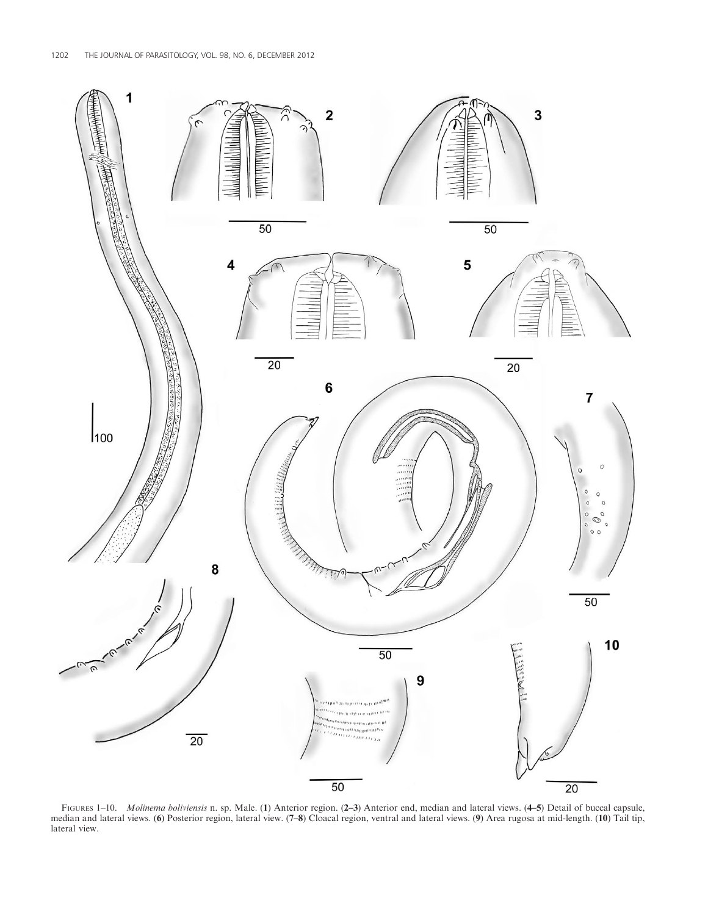1
100

2
50

3
50

4
20

5
20

6
50

7
50

8
20

9
50

10
20

FIGURES 1–10. *Molinema boliviensis* n. sp. Male. (**1**) Anterior region. (**2–3**) Anterior end, median and lateral views. (**4–5**) Detail of buccal capsule, median and lateral views. (**6**) Posterior region, lateral view. (**7–8**) Cloacal region, ventral and lateral views. (**9**) Area rugosa at mid-length. (**10**) Tail tip, lateral view.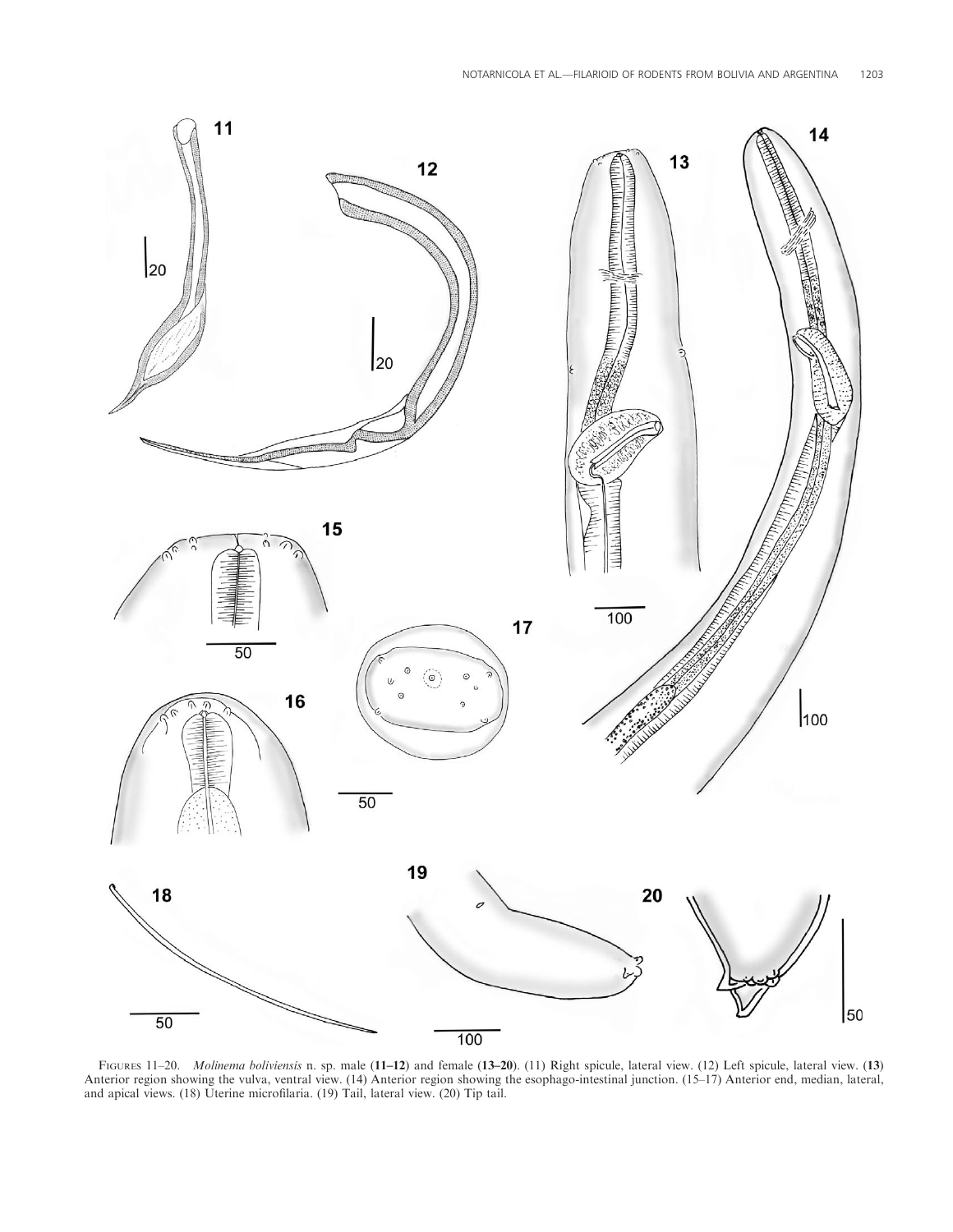FIGURES 11–20. *Molinema boliviensis* n. sp. male (**11–12**) and female (**13–20**). (11) Right spicule, lateral view. (12) Left spicule, lateral view. (**13**) Anterior region showing the vulva, ventral view. (14) Anterior region showing the esophago-intestinal junction. (15–17) Anterior end, median, lateral, and apical views. (18) Uterine microfilaria. (19) Tail, lateral view. (20) Tip tail.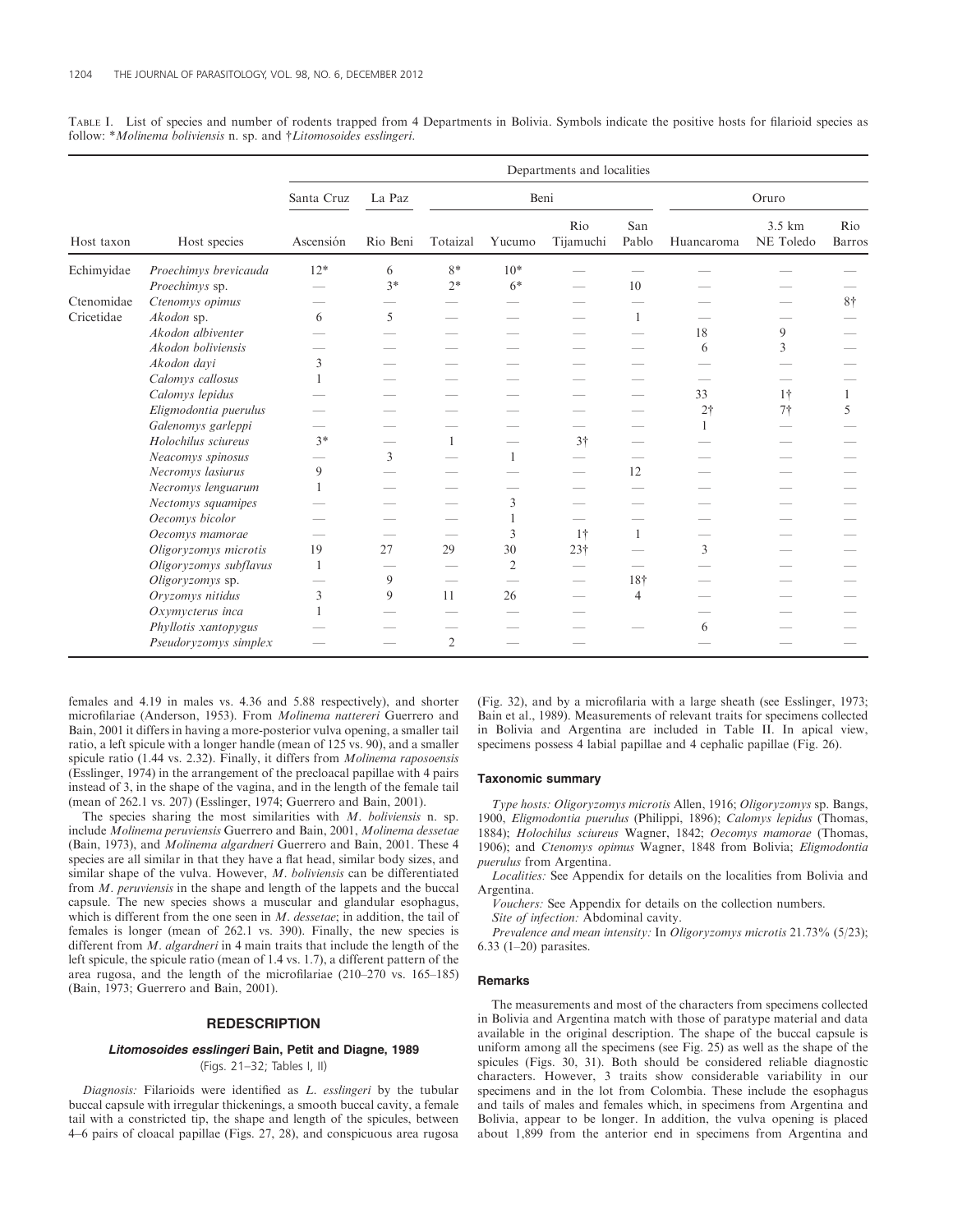TABLE I. List of species and number of rodents trapped from 4 Departments in Bolivia. Symbols indicate the positive hosts for filarioid species as follow: **Molinema boliviensis* n. sp. and †*Litomosoides esslingeri*.

| | | Departments and localities | | | | | | | | |
|---|---|---|---|---|---|---|---|---|---|---|
| | | Santa Cruz | La Paz | Beni | | | | Oruro | | |
| Host taxon | Host species | Ascensión | Rio Beni | Totaizal | Yucumo | Rio Tijamuchi | San Pablo | Huancaroma | 3.5 km NE Toledo | Rio Barros |
| Echimyidae | *Proechimys brevicauda* | 12* | 6 | 8* | 10* | — | — | — | — | — |
| | *Proechimys* sp. | — | 3* | 2* | 6* | — | 10 | — | — | — |
| Ctenomidae | *Ctenomys opimus* | — | — | — | — | — | — | — | — | 8† |
| Cricetidae | *Akodon* sp. | 6 | 5 | — | — | — | 1 | — | — | — |
| | *Akodon albiventer* | — | — | — | — | — | — | 18 | 9 | — |
| | *Akodon boliviensis* | — | — | — | — | — | — | 6 | 3 | — |
| | *Akodon dayi* | 3 | — | — | — | — | — | — | — | — |
| | *Calomys callosus* | 1 | — | — | — | — | — | — | — | — |
| | *Calomys lepidus* | — | — | — | — | — | — | 33 | 1† | 1 |
| | *Eligmodontia puerulus* | — | — | — | — | — | — | 2† | 7† | 5 |
| | *Galenomys garleppi* | — | — | — | — | — | — | 1 | — | — |
| | *Holochilus sciureus* | 3* | — | 1 | — | 3† | — | — | — | — |
| | *Neacomys spinosus* | — | 3 | — | 1 | — | — | — | — | — |
| | *Necromys lasiurus* | 9 | — | — | — | — | 12 | — | — | — |
| | *Necromys lenguarum* | 1 | — | — | — | — | — | — | — | — |
| | *Nectomys squamipes* | — | — | — | 3 | — | — | — | — | — |
| | *Oecomys bicolor* | — | — | — | 1 | — | — | — | — | — |
| | *Oecomys mamorae* | — | — | — | 3 | 1† | 1 | — | — | — |
| | *Oligoryzomys microtis* | 19 | 27 | 29 | 30 | 23† | — | 3 | — | — |
| | *Oligoryzomys subflavus* | 1 | — | — | 2 | — | — | — | — | — |
| | *Oligoryzomys* sp. | — | 9 | — | — | — | 18† | — | — | — |
| | *Oryzomys nitidus* | 3 | 9 | 11 | 26 | — | 4 | — | — | — |
| | *Oxymycterus inca* | 1 | — | — | — | — | — | — | — | — |
| | *Phyllotis xantopygus* | — | — | — | — | — | — | 6 | — | — |
| | *Pseudoryzomys simplex* | — | — | 2 | — | — | — | — | — | — |

females and 4.19 in males vs. 4.36 and 5.88 respectively), and shorter microfilariae (Anderson, 1953). From *Molinema nattereri* Guerrero and Bain, 2001 it differs in having a more-posterior vulva opening, a smaller tail ratio, a left spicule with a longer handle (mean of 125 vs. 90), and a smaller spicule ratio (1.44 vs. 2.32). Finally, it differs from *Molinema raposoensis* (Esslinger, 1974) in the arrangement of the precloacal papillae with 4 pairs instead of 3, in the shape of the vagina, and in the length of the female tail (mean of 262.1 vs. 207) (Esslinger, 1974; Guerrero and Bain, 2001).

The species sharing the most similarities with *M. boliviensis* n. sp. include *Molinema peruviensis* Guerrero and Bain, 2001, *Molinema dessetae* (Bain, 1973), and *Molinema algardneri* Guerrero and Bain, 2001. These 4 species are all similar in that they have a flat head, similar body sizes, and similar shape of the vulva. However, *M. boliviensis* can be differentiated from *M. peruviensis* in the shape and length of the lappets and the buccal capsule. The new species shows a muscular and glandular esophagus, which is different from the one seen in *M. dessetae*; in addition, the tail of females is longer (mean of 262.1 vs. 390). Finally, the new species is different from *M. algardneri* in 4 main traits that include the length of the left spicule, the spicule ratio (mean of 1.4 vs. 1.7), a different pattern of the area rugosa, and the length of the microfilariae (210–270 vs. 165–185) (Bain, 1973; Guerrero and Bain, 2001).

## REDESCRIPTION

### *Litomosoides esslingeri* Bain, Petit and Diagne, 1989

(Figs. 21–32; Tables I, II)

*Diagnosis:* Filarioids were identified as *L. esslingeri* by the tubular buccal capsule with irregular thickenings, a smooth buccal cavity, a female tail with a constricted tip, the shape and length of the spicules, between 4–6 pairs of cloacal papillae (Figs. 27, 28), and conspicuous area rugosa (Fig. 32), and by a microfilaria with a large sheath (see Esslinger, 1973; Bain et al., 1989). Measurements of relevant traits for specimens collected in Bolivia and Argentina are included in Table II. In apical view, specimens possess 4 labial papillae and 4 cephalic papillae (Fig. 26).

#### Taxonomic summary

*Type hosts: Oligoryzomys microtis* Allen, 1916; *Oligoryzomys* sp. Bangs, 1900, *Eligmodontia puerulus* (Philippi, 1896); *Calomys lepidus* (Thomas, 1884); *Holochilus sciureus* Wagner, 1842; *Oecomys mamorae* (Thomas, 1906); and *Ctenomys opimus* Wagner, 1848 from Bolivia; *Eligmodontia puerulus* from Argentina.

*Localities:* See Appendix for details on the localities from Bolivia and Argentina.

*Vouchers:* See Appendix for details on the collection numbers.

*Site of infection:* Abdominal cavity.

*Prevalence and mean intensity:* In *Oligoryzomys microtis* 21.73% (5/23); 6.33 (1–20) parasites.

#### Remarks

The measurements and most of the characters from specimens collected in Bolivia and Argentina match with those of paratype material and data available in the original description. The shape of the buccal capsule is uniform among all the specimens (see Fig. 25) as well as the shape of the spicules (Figs. 30, 31). Both should be considered reliable diagnostic characters. However, 3 traits show considerable variability in our specimens and in the lot from Colombia. These include the esophagus and tails of males and females which, in specimens from Argentina and Bolivia, appear to be longer. In addition, the vulva opening is placed about 1,899 from the anterior end in specimens from Argentina and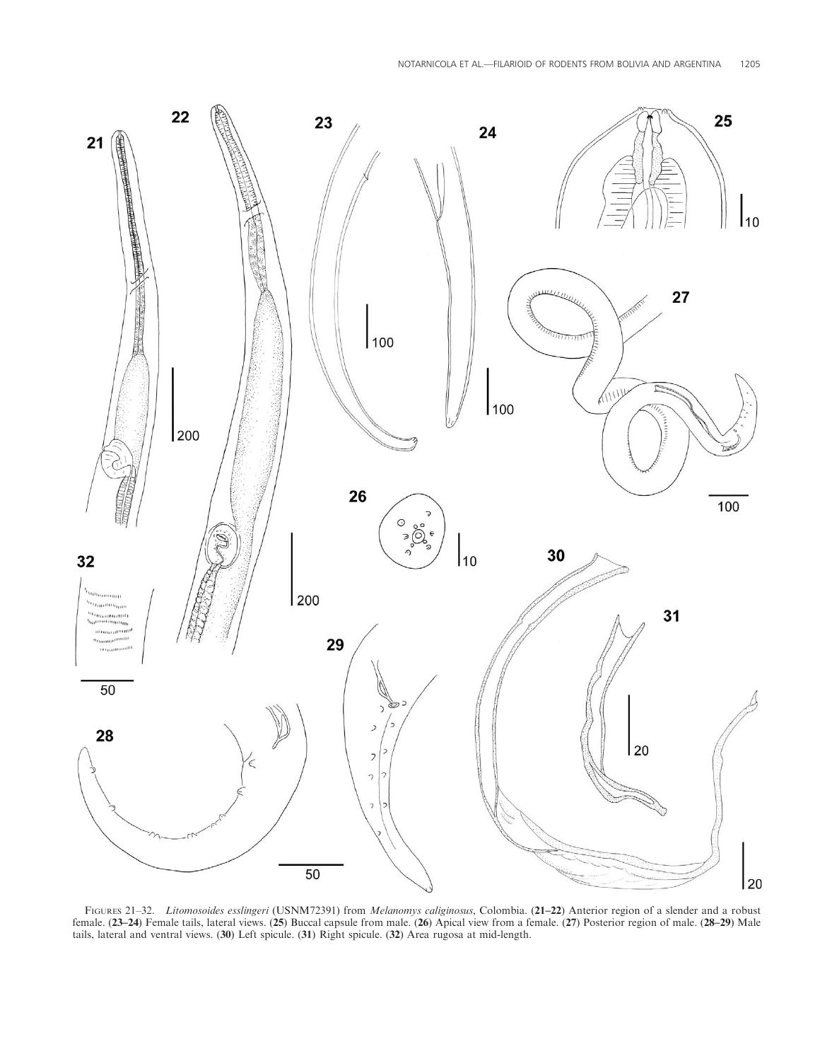21

22

23

24

25

200

200

100

100

10

26

10

27

100

32

50

29

28

50

30

31

20

20

FIGURES 21–32. *Litomosoides esslingeri* (USNM72391) from *Melanomys caliginosus*, Colombia. (**21–22**) Anterior region of a slender and a robust female. (**23–24**) Female tails, lateral views. (**25**) Buccal capsule from male. (**26**) Apical view from a female. (**27**) Posterior region of male. (**28–29**) Male tails, lateral and ventral views. (**30**) Left spicule. (**31**) Right spicule. (**32**) Area rugosa at mid-length.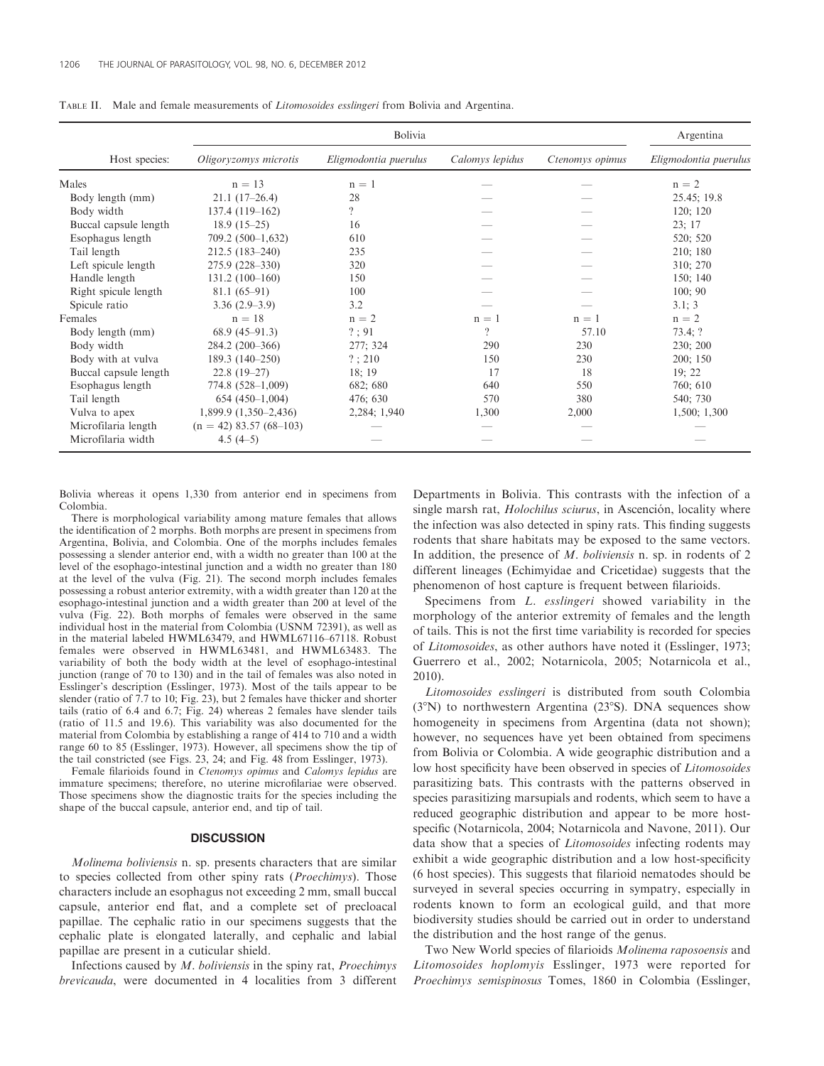TABLE II. Male and female measurements of *Litomosoides esslingeri* from Bolivia and Argentina.

| Host species: | Bolivia | | | | Argentina |
|---|---|---|---|---|---|
| | *Oligoryzomys microtis* | *Eligmodontia puerulus* | *Calomys lepidus* | *Ctenomys opimus* | *Eligmodontia puerulus* |
| Males | n = 13 | n = 1 | — | — | n = 2 |
| Body length (mm) | 21.1 (17–26.4) | 28 | — | — | 25.45; 19.8 |
| Body width | 137.4 (119–162) | ? | — | — | 120; 120 |
| Buccal capsule length | 18.9 (15–25) | 16 | — | — | 23; 17 |
| Esophagus length | 709.2 (500–1,632) | 610 | — | — | 520; 520 |
| Tail length | 212.5 (183–240) | 235 | — | — | 210; 180 |
| Left spicule length | 275.9 (228–330) | 320 | — | — | 310; 270 |
| Handle length | 131.2 (100–160) | 150 | — | — | 150; 140 |
| Right spicule length | 81.1 (65–91) | 100 | — | — | 100; 90 |
| Spicule ratio | 3.36 (2.9–3.9) | 3.2 | — | — | 3.1; 3 |
| Females | n = 18 | n = 2 | n = 1 | n = 1 | n = 2 |
| Body length (mm) | 68.9 (45–91.3) | ? ; 91 | ? | 57.10 | 73.4; ? |
| Body width | 284.2 (200–366) | 277; 324 | 290 | 230 | 230; 200 |
| Body with at vulva | 189.3 (140–250) | ? ; 210 | 150 | 230 | 200; 150 |
| Buccal capsule length | 22.8 (19–27) | 18; 19 | 17 | 18 | 19; 22 |
| Esophagus length | 774.8 (528–1,009) | 682; 680 | 640 | 550 | 760; 610 |
| Tail length | 654 (450–1,004) | 476; 630 | 570 | 380 | 540; 730 |
| Vulva to apex | 1,899.9 (1,350–2,436) | 2,284; 1,940 | 1,300 | 2,000 | 1,500; 1,300 |
| Microfilaria length | (n = 42) 83.57 (68–103) | — | — | — | — |
| Microfilaria width | 4.5 (4–5) | — | — | — | — |

Bolivia whereas it opens 1,330 from anterior end in specimens from Colombia.

There is morphological variability among mature females that allows the identification of 2 morphs. Both morphs are present in specimens from Argentina, Bolivia, and Colombia. One of the morphs includes females possessing a slender anterior end, with a width no greater than 100 at the level of the esophago-intestinal junction and a width no greater than 180 at the level of the vulva (Fig. 21). The second morph includes females possessing a robust anterior extremity, with a width greater than 120 at the esophago-intestinal junction and a width greater than 200 at level of the vulva (Fig. 22). Both morphs of females were observed in the same individual host in the material from Colombia (USNM 72391), as well as in the material labeled HWML63479, and HWML67116–67118. Robust females were observed in HWML63481, and HWML63483. The variability of both the body width at the level of esophago-intestinal junction (range of 70 to 130) and in the tail of females was also noted in Esslinger's description (Esslinger, 1973). Most of the tails appear to be slender (ratio of 7.7 to 10; Fig. 23), but 2 females have thicker and shorter tails (ratio of 6.4 and 6.7; Fig. 24) whereas 2 females have slender tails (ratio of 11.5 and 19.6). This variability was also documented for the material from Colombia by establishing a range of 414 to 710 and a width range 60 to 85 (Esslinger, 1973). However, all specimens show the tip of the tail constricted (see Figs. 23, 24; and Fig. 48 from Esslinger, 1973).

Female filarioids found in *Ctenomys opimus* and *Calomys lepidus* are immature specimens; therefore, no uterine microfilariae were observed. Those specimens show the diagnostic traits for the species including the shape of the buccal capsule, anterior end, and tip of tail.

## DISCUSSION

*Molinema boliviensis* n. sp. presents characters that are similar to species collected from other spiny rats (*Proechimys*). Those characters include an esophagus not exceeding 2 mm, small buccal capsule, anterior end flat, and a complete set of precloacal papillae. The cephalic ratio in our specimens suggests that the cephalic plate is elongated laterally, and cephalic and labial papillae are present in a cuticular shield.

Infections caused by *M. boliviensis* in the spiny rat, *Proechimys brevicauda*, were documented in 4 localities from 3 different Departments in Bolivia. This contrasts with the infection of a single marsh rat, *Holochilus sciurus*, in Ascención, locality where the infection was also detected in spiny rats. This finding suggests rodents that share habitats may be exposed to the same vectors. In addition, the presence of *M. boliviensis* n. sp. in rodents of 2 different lineages (Echimyidae and Cricetidae) suggests that the phenomenon of host capture is frequent between filarioids.

Specimens from *L. esslingeri* showed variability in the morphology of the anterior extremity of females and the length of tails. This is not the first time variability is recorded for species of *Litomosoides*, as other authors have noted it (Esslinger, 1973; Guerrero et al., 2002; Notarnicola, 2005; Notarnicola et al., 2010).

*Litomosoides esslingeri* is distributed from south Colombia (3°N) to northwestern Argentina (23°S). DNA sequences show homogeneity in specimens from Argentina (data not shown); however, no sequences have yet been obtained from specimens from Bolivia or Colombia. A wide geographic distribution and a low host specificity have been observed in species of *Litomosoides* parasitizing bats. This contrasts with the patterns observed in species parasitizing marsupials and rodents, which seem to have a reduced geographic distribution and appear to be more host-specific (Notarnicola, 2004; Notarnicola and Navone, 2011). Our data show that a species of *Litomosoides* infecting rodents may exhibit a wide geographic distribution and a low host-specificity (6 host species). This suggests that filarioid nematodes should be surveyed in several species occurring in sympatry, especially in rodents known to form an ecological guild, and that more biodiversity studies should be carried out in order to understand the distribution and the host range of the genus.

Two New World species of filarioids *Molinema raposoensis* and *Litomosoides hoplomyis* Esslinger, 1973 were reported for *Proechimys semispinosus* Tomes, 1860 in Colombia (Esslinger,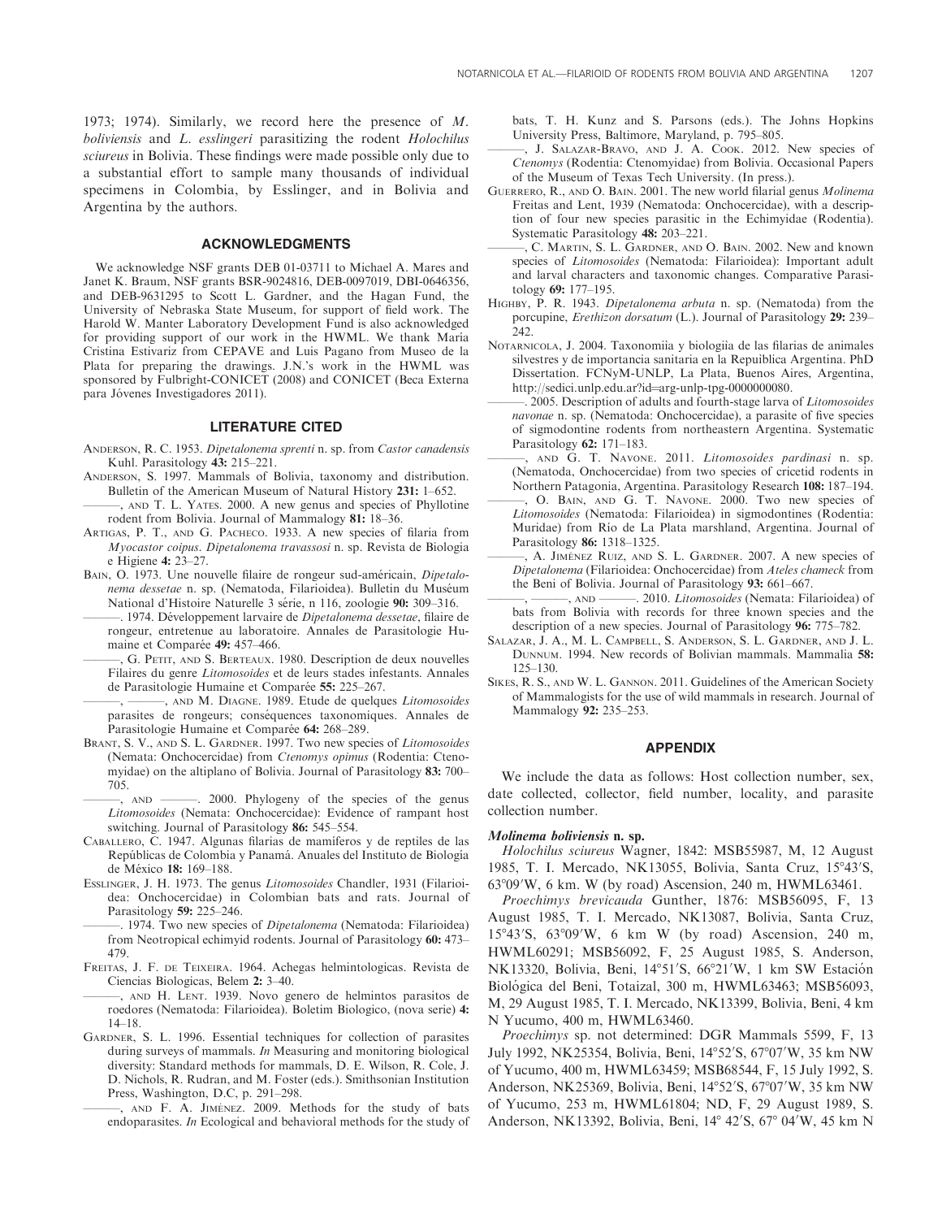1973; 1974). Similarly, we record here the presence of *M. boliviensis* and *L. esslingeri* parasitizing the rodent *Holochilus sciureus* in Bolivia. These findings were made possible only due to a substantial effort to sample many thousands of individual specimens in Colombia, by Esslinger, and in Bolivia and Argentina by the authors.

## ACKNOWLEDGMENTS

We acknowledge NSF grants DEB 01-03711 to Michael A. Mares and Janet K. Braum, NSF grants BSR-9024816, DEB-0097019, DBI-0646356, and DEB-9631295 to Scott L. Gardner, and the Hagan Fund, the University of Nebraska State Museum, for support of field work. The Harold W. Manter Laboratory Development Fund is also acknowledged for providing support of our work in the HWML. We thank María Cristina Estivariz from CEPAVE and Luis Pagano from Museo de la Plata for preparing the drawings. J.N.'s work in the HWML was sponsored by Fulbright-CONICET (2008) and CONICET (Beca Externa para Jóvenes Investigadores 2011).

## LITERATURE CITED

Anderson, R. C. 1953. *Dipetalonema sprenti* n. sp. from *Castor canadensis* Kuhl. Parasitology **43:** 215–221.

Anderson, S. 1997. Mammals of Bolivia, taxonomy and distribution. Bulletin of the American Museum of Natural History **231:** 1–652.

———, and T. L. Yates. 2000. A new genus and species of Phyllotine rodent from Bolivia. Journal of Mammalogy **81:** 18–36.

Artigas, P. T., and G. Pacheco. 1933. A new species of filaria from *Myocastor coipus*. *Dipetalonema travassosi* n. sp. Revista de Biologia e Higiene **4:** 23–27.

Bain, O. 1973. Une nouvelle filaire de rongeur sud-américain, *Dipetalonema dessetae* n. sp. (Nematoda, Filarioidea). Bulletin du Muséum National d'Histoire Naturelle 3 série, n 116, zoologie **90:** 309–316.

———. 1974. Développement larvaire de *Dipetalonema dessetae*, filaire de rongeur, entretenue au laboratoire. Annales de Parasitologie Humaine et Comparée **49:** 457–466.

———, G. Petit, and S. Berteaux. 1980. Description de deux nouvelles Filaires du genre *Litomosoides* et de leurs stades infestants. Annales de Parasitologie Humaine et Comparée **55:** 225–267.

———, ———, and M. Diagne. 1989. Etude de quelques *Litomosoides* parasites de rongeurs; conséquences taxonomiques. Annales de Parasitologie Humaine et Comparée **64:** 268–289.

Brant, S. V., and S. L. Gardner. 1997. Two new species of *Litomosoides* (Nemata: Onchocercidae) from *Ctenomys opimus* (Rodentia: Ctenomyidae) on the altiplano of Bolivia. Journal of Parasitology **83:** 700–705.

———, and ———. 2000. Phylogeny of the species of the genus *Litomosoides* (Nemata: Onchocercidae): Evidence of rampant host switching. Journal of Parasitology **86:** 545–554.

Caballero, C. 1947. Algunas filarias de mamíferos y de reptiles de las Repúblicas de Colombia y Panamá. Anuales del Instituto de Biología de México **18:** 169–188.

Esslinger, J. H. 1973. The genus *Litomosoides* Chandler, 1931 (Filarioidea: Onchocercidae) in Colombian bats and rats. Journal of Parasitology **59:** 225–246.

———. 1974. Two new species of *Dipetalonema* (Nematoda: Filarioidea) from Neotropical echimyid rodents. Journal of Parasitology **60:** 473–479.

Freitas, J. F. de Teixeira. 1964. Achegas helmintologicas. Revista de Ciencias Biologicas, Belem **2:** 3–40.

———, and H. Lent. 1939. Novo genero de helmintos parasitos de roedores (Nematoda: Filarioidea). Boletim Biologico, (nova serie) **4:** 14–18.

Gardner, S. L. 1996. Essential techniques for collection of parasites during surveys of mammals. *In* Measuring and monitoring biological diversity: Standard methods for mammals, D. E. Wilson, R. Cole, J. D. Nichols, R. Rudran, and M. Foster (eds.). Smithsonian Institution Press, Washington, D.C, p. 291–298.

———, and F. A. Jiménez. 2009. Methods for the study of bats endoparasites. *In* Ecological and behavioral methods for the study of bats, T. H. Kunz and S. Parsons (eds.). The Johns Hopkins University Press, Baltimore, Maryland, p. 795–805.

———, J. Salazar-Bravo, and J. A. Cook. 2012. New species of *Ctenomys* (Rodentia: Ctenomyidae) from Bolivia. Occasional Papers of the Museum of Texas Tech University. (In press.).

Guerrero, R., and O. Bain. 2001. The new world filarial genus *Molinema* Freitas and Lent, 1939 (Nematoda: Onchocercidae), with a description of four new species parasitic in the Echimyidae (Rodentia). Systematic Parasitology **48:** 203–221.

———, C. Martin, S. L. Gardner, and O. Bain. 2002. New and known species of *Litomosoides* (Nematoda: Filarioidea): Important adult and larval characters and taxonomic changes. Comparative Parasitology **69:** 177–195.

Highby, P. R. 1943. *Dipetalonema arbuta* n. sp. (Nematoda) from the porcupine, *Erethizon dorsatum* (L.). Journal of Parasitology **29:** 239–242.

Notarnicola, J. 2004. Taxonomiia y biologiia de las filarias de animales silvestres y de importancia sanitaria en la Repuiblica Argentina. PhD Dissertation. FCNyM-UNLP, La Plata, Buenos Aires, Argentina, http://sedici.unlp.edu.ar?id=arg-unlp-tpg-0000000080.

———. 2005. Description of adults and fourth-stage larva of *Litomosoides navonae* n. sp. (Nematoda: Onchocercidae), a parasite of five species of sigmodontine rodents from northeastern Argentina. Systematic Parasitology **62:** 171–183.

———, and G. T. Navone. 2011. *Litomosoides pardinasi* n. sp. (Nematoda, Onchocercidae) from two species of cricetid rodents in Northern Patagonia, Argentina. Parasitology Research **108:** 187–194.

———, O. Bain, and G. T. Navone. 2000. Two new species of *Litomosoides* (Nematoda: Filarioidea) in sigmodontines (Rodentia: Muridae) from Río de La Plata marshland, Argentina. Journal of Parasitology **86:** 1318–1325.

———, A. Jiménez Ruiz, and S. L. Gardner. 2007. A new species of *Dipetalonema* (Filarioidea: Onchocercidae) from *Ateles chameck* from the Beni of Bolivia. Journal of Parasitology **93:** 661–667.

———, ———, and ———. 2010. *Litomosoides* (Nemata: Filarioidea) of bats from Bolivia with records for three known species and the description of a new species. Journal of Parasitology **96:** 775–782.

Salazar, J. A., M. L. Campbell, S. Anderson, S. L. Gardner, and J. L. Dunnum. 1994. New records of Bolivian mammals. Mammalia **58:** 125–130.

Sikes, R. S., and W. L. Gannon. 2011. Guidelines of the American Society of Mammalogists for the use of wild mammals in research. Journal of Mammalogy **92:** 235–253.

## APPENDIX

We include the data as follows: Host collection number, sex, date collected, collector, field number, locality, and parasite collection number.

***Molinema boliviensis* n. sp.**

*Holochilus sciureus* Wagner, 1842: MSB55987, M, 12 August 1985, T. I. Mercado, NK13055, Bolivia, Santa Cruz, 15°43′S, 63°09′W, 6 km. W (by road) Ascension, 240 m, HWML63461.

*Proechimys brevicauda* Gunther, 1876: MSB56095, F, 13 August 1985, T. I. Mercado, NK13087, Bolivia, Santa Cruz, 15°43′S, 63°09′W, 6 km W (by road) Ascension, 240 m, HWML60291; MSB56092, F, 25 August 1985, S. Anderson, NK13320, Bolivia, Beni, 14°51′S, 66°21′W, 1 km SW Estación Biológica del Beni, Totaizal, 300 m, HWML63463; MSB56093, M, 29 August 1985, T. I. Mercado, NK13399, Bolivia, Beni, 4 km N Yucumo, 400 m, HWML63460.

*Proechimys* sp. not determined: DGR Mammals 5599, F, 13 July 1992, NK25354, Bolivia, Beni, 14°52′S, 67°07′W, 35 km NW of Yucumo, 400 m, HWML63459; MSB68544, F, 15 July 1992, S. Anderson, NK25369, Bolivia, Beni, 14°52′S, 67°07′W, 35 km NW of Yucumo, 253 m, HWML61804; ND, F, 29 August 1989, S. Anderson, NK13392, Bolivia, Beni, 14° 42′S, 67° 04′W, 45 km N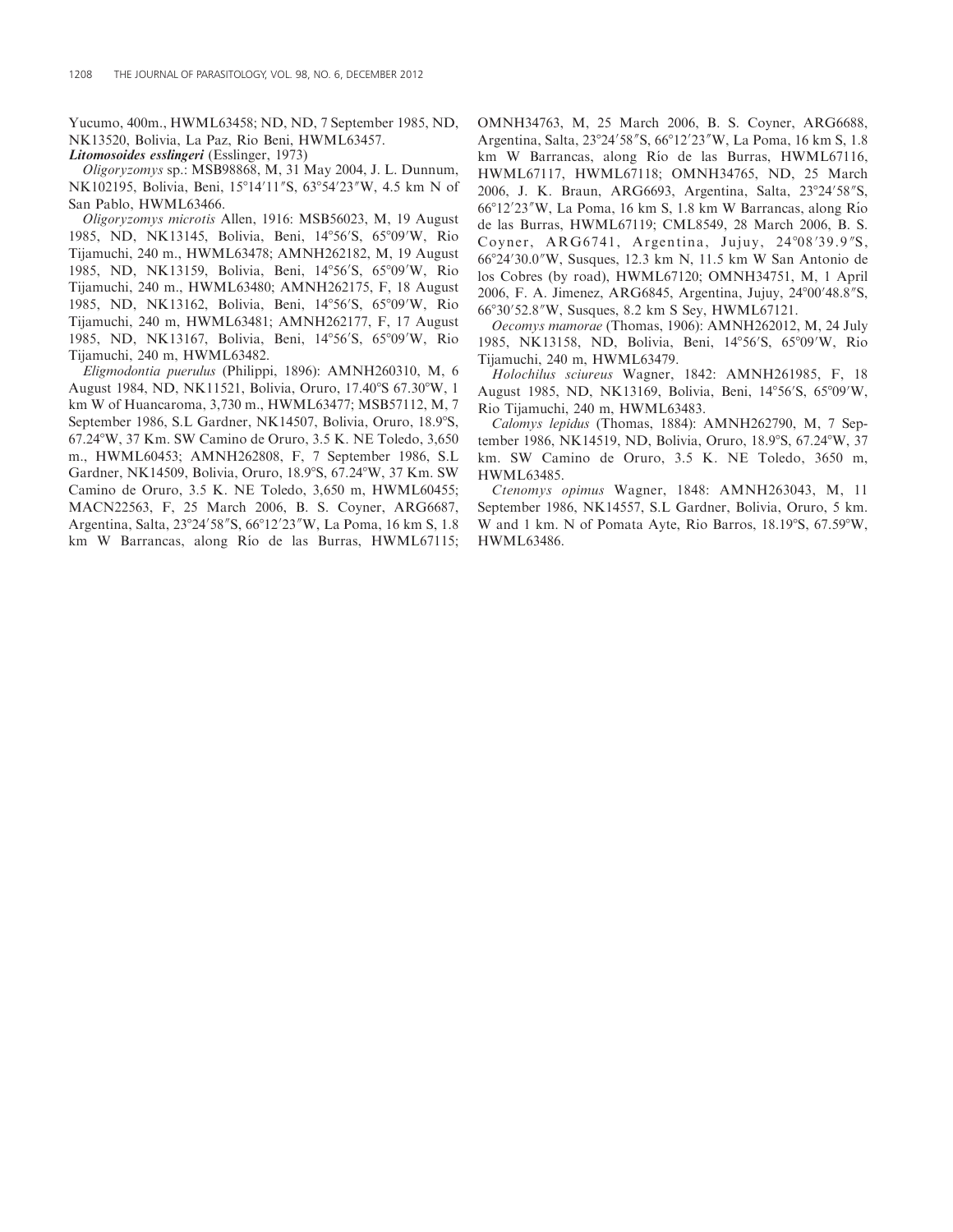Yucumo, 400m., HWML63458; ND, ND, 7 September 1985, ND, NK13520, Bolivia, La Paz, Rio Beni, HWML63457.

***Litomosoides esslingeri*** (Esslinger, 1973)

*Oligoryzomys* sp.: MSB98868, M, 31 May 2004, J. L. Dunnum, NK102195, Bolivia, Beni, 15°14′11″S, 63°54′23″W, 4.5 km N of San Pablo, HWML63466.

*Oligoryzomys microtis* Allen, 1916: MSB56023, M, 19 August 1985, ND, NK13145, Bolivia, Beni, 14°56′S, 65°09′W, Rio Tijamuchi, 240 m., HWML63478; AMNH262182, M, 19 August 1985, ND, NK13159, Bolivia, Beni, 14°56′S, 65°09′W, Rio Tijamuchi, 240 m., HWML63480; AMNH262175, F, 18 August 1985, ND, NK13162, Bolivia, Beni, 14°56′S, 65°09′W, Rio Tijamuchi, 240 m, HWML63481; AMNH262177, F, 17 August 1985, ND, NK13167, Bolivia, Beni, 14°56′S, 65°09′W, Rio Tijamuchi, 240 m, HWML63482.

*Eligmodontia puerulus* (Philippi, 1896): AMNH260310, M, 6 August 1984, ND, NK11521, Bolivia, Oruro, 17.40°S 67.30°W, 1 km W of Huancaroma, 3,730 m., HWML63477; MSB57112, M, 7 September 1986, S.L Gardner, NK14507, Bolivia, Oruro, 18.9°S, 67.24°W, 37 Km. SW Camino de Oruro, 3.5 K. NE Toledo, 3,650 m., HWML60453; AMNH262808, F, 7 September 1986, S.L Gardner, NK14509, Bolivia, Oruro, 18.9°S, 67.24°W, 37 Km. SW Camino de Oruro, 3.5 K. NE Toledo, 3,650 m, HWML60455; MACN22563, F, 25 March 2006, B. S. Coyner, ARG6687, Argentina, Salta, 23°24′58″S, 66°12′23″W, La Poma, 16 km S, 1.8 km W Barrancas, along Río de las Burras, HWML67115; OMNH34763, M, 25 March 2006, B. S. Coyner, ARG6688, Argentina, Salta, 23°24′58″S, 66°12′23″W, La Poma, 16 km S, 1.8 km W Barrancas, along Río de las Burras, HWML67116, HWML67117, HWML67118; OMNH34765, ND, 25 March 2006, J. K. Braun, ARG6693, Argentina, Salta, 23°24′58″S, 66°12′23″W, La Poma, 16 km S, 1.8 km W Barrancas, along Río de las Burras, HWML67119; CML8549, 28 March 2006, B. S. Coyner, ARG6741, Argentina, Jujuy, 24°08′39.9″S, 66°24′30.0″W, Susques, 12.3 km N, 11.5 km W San Antonio de los Cobres (by road), HWML67120; OMNH34751, M, 1 April 2006, F. A. Jimenez, ARG6845, Argentina, Jujuy, 24°00′48.8″S, 66°30′52.8″W, Susques, 8.2 km S Sey, HWML67121.

*Oecomys mamorae* (Thomas, 1906): AMNH262012, M, 24 July 1985, NK13158, ND, Bolivia, Beni, 14°56′S, 65°09′W, Rio Tijamuchi, 240 m, HWML63479.

*Holochilus sciureus* Wagner, 1842: AMNH261985, F, 18 August 1985, ND, NK13169, Bolivia, Beni, 14°56′S, 65°09′W, Rio Tijamuchi, 240 m, HWML63483.

*Calomys lepidus* (Thomas, 1884): AMNH262790, M, 7 September 1986, NK14519, ND, Bolivia, Oruro, 18.9°S, 67.24°W, 37 km. SW Camino de Oruro, 3.5 K. NE Toledo, 3650 m, HWML63485.

*Ctenomys opimus* Wagner, 1848: AMNH263043, M, 11 September 1986, NK14557, S.L Gardner, Bolivia, Oruro, 5 km. W and 1 km. N of Pomata Ayte, Rio Barros, 18.19°S, 67.59°W, HWML63486.